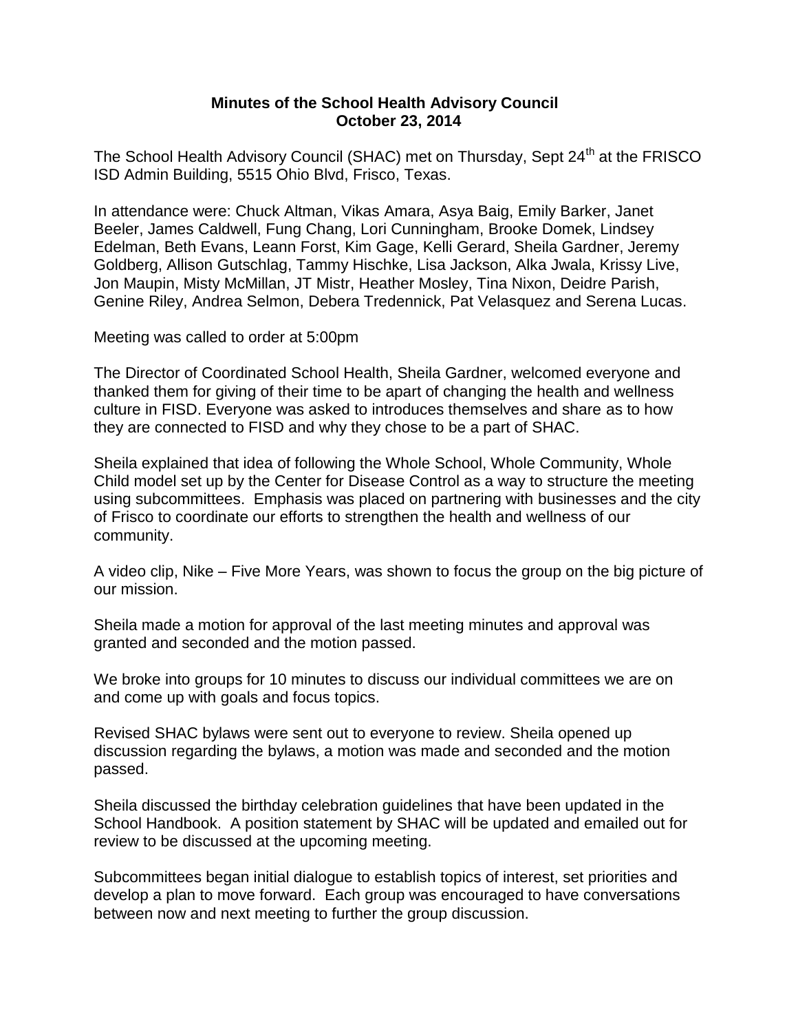**Minutes of the School Health Advisory Council**
**October 23, 2014**

The School Health Advisory Council (SHAC) met on Thursday, Sept 24th at the FRISCO ISD Admin Building, 5515 Ohio Blvd, Frisco, Texas.

In attendance were: Chuck Altman, Vikas Amara, Asya Baig, Emily Barker, Janet Beeler, James Caldwell, Fung Chang, Lori Cunningham, Brooke Domek, Lindsey Edelman, Beth Evans, Leann Forst, Kim Gage, Kelli Gerard, Sheila Gardner, Jeremy Goldberg, Allison Gutschlag, Tammy Hischke, Lisa Jackson, Alka Jwala, Krissy Live, Jon Maupin, Misty McMillan, JT Mistr, Heather Mosley, Tina Nixon, Deidre Parish, Genine Riley, Andrea Selmon, Debera Tredennick, Pat Velasquez and Serena Lucas.

Meeting was called to order at 5:00pm

The Director of Coordinated School Health, Sheila Gardner, welcomed everyone and thanked them for giving of their time to be apart of changing the health and wellness culture in FISD. Everyone was asked to introduces themselves and share as to how they are connected to FISD and why they chose to be a part of SHAC.

Sheila explained that idea of following the Whole School, Whole Community, Whole Child model set up by the Center for Disease Control as a way to structure the meeting using subcommittees. Emphasis was placed on partnering with businesses and the city of Frisco to coordinate our efforts to strengthen the health and wellness of our community.

A video clip, Nike – Five More Years, was shown to focus the group on the big picture of our mission.

Sheila made a motion for approval of the last meeting minutes and approval was granted and seconded and the motion passed.

We broke into groups for 10 minutes to discuss our individual committees we are on and come up with goals and focus topics.

Revised SHAC bylaws were sent out to everyone to review. Sheila opened up discussion regarding the bylaws, a motion was made and seconded and the motion passed.

Sheila discussed the birthday celebration guidelines that have been updated in the School Handbook. A position statement by SHAC will be updated and emailed out for review to be discussed at the upcoming meeting.

Subcommittees began initial dialogue to establish topics of interest, set priorities and develop a plan to move forward. Each group was encouraged to have conversations between now and next meeting to further the group discussion.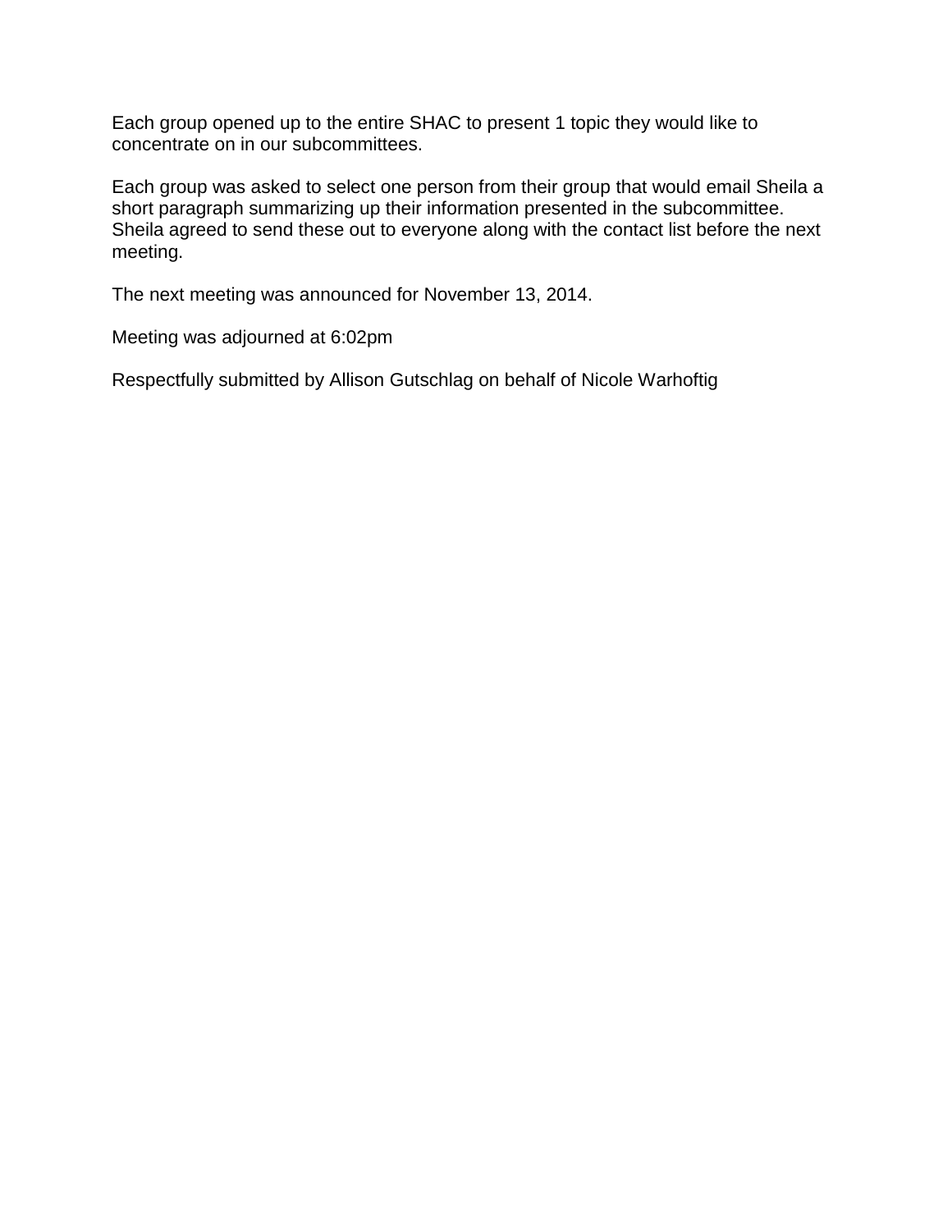Each group opened up to the entire SHAC to present 1 topic they would like to concentrate on in our subcommittees.

Each group was asked to select one person from their group that would email Sheila a short paragraph summarizing up their information presented in the subcommittee. Sheila agreed to send these out to everyone along with the contact list before the next meeting.

The next meeting was announced for November 13, 2014.

Meeting was adjourned at 6:02pm

Respectfully submitted by Allison Gutschlag on behalf of Nicole Warhoftig